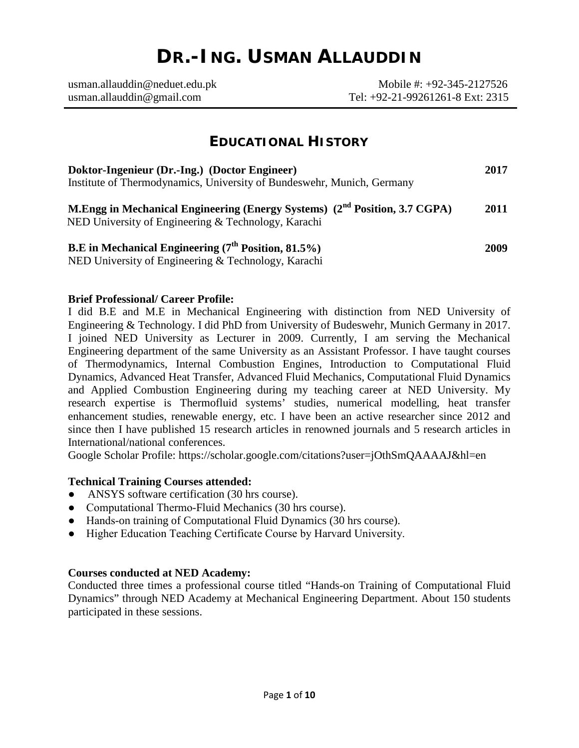# DR.-ING. USMAN ALLAUDDIN

usman.allauddin@neduet.edu.pk Mobile #: +92-345-2127526
usman.allauddin@gmail.com Tel: +92-21-99261261-8 Ext: 2315

## EDUCATIONAL HISTORY

**Doktor-Ingenieur (Dr.-Ing.) (Doctor Engineer)** **2017**
Institute of Thermodynamics, University of Bundeswehr, Munich, Germany

**M.Engg in Mechanical Engineering (Energy Systems) (2nd Position, 3.7 CGPA)** **2011**
NED University of Engineering & Technology, Karachi

**B.E in Mechanical Engineering (7th Position, 81.5%)** **2009**
NED University of Engineering & Technology, Karachi

**Brief Professional/ Career Profile:**
I did B.E and M.E in Mechanical Engineering with distinction from NED University of Engineering & Technology. I did PhD from University of Budeswehr, Munich Germany in 2017. I joined NED University as Lecturer in 2009. Currently, I am serving the Mechanical Engineering department of the same University as an Assistant Professor. I have taught courses of Thermodynamics, Internal Combustion Engines, Introduction to Computational Fluid Dynamics, Advanced Heat Transfer, Advanced Fluid Mechanics, Computational Fluid Dynamics and Applied Combustion Engineering during my teaching career at NED University. My research expertise is Thermofluid systems' studies, numerical modelling, heat transfer enhancement studies, renewable energy, etc. I have been an active researcher since 2012 and since then I have published 15 research articles in renowned journals and 5 research articles in International/national conferences.
Google Scholar Profile: https://scholar.google.com/citations?user=jOthSmQAAAAJ&hl=en

**Technical Training Courses attended:**
- ANSYS software certification (30 hrs course).
- Computational Thermo-Fluid Mechanics (30 hrs course).
- Hands-on training of Computational Fluid Dynamics (30 hrs course).
- Higher Education Teaching Certificate Course by Harvard University.

**Courses conducted at NED Academy:**
Conducted three times a professional course titled "Hands-on Training of Computational Fluid Dynamics" through NED Academy at Mechanical Engineering Department. About 150 students participated in these sessions.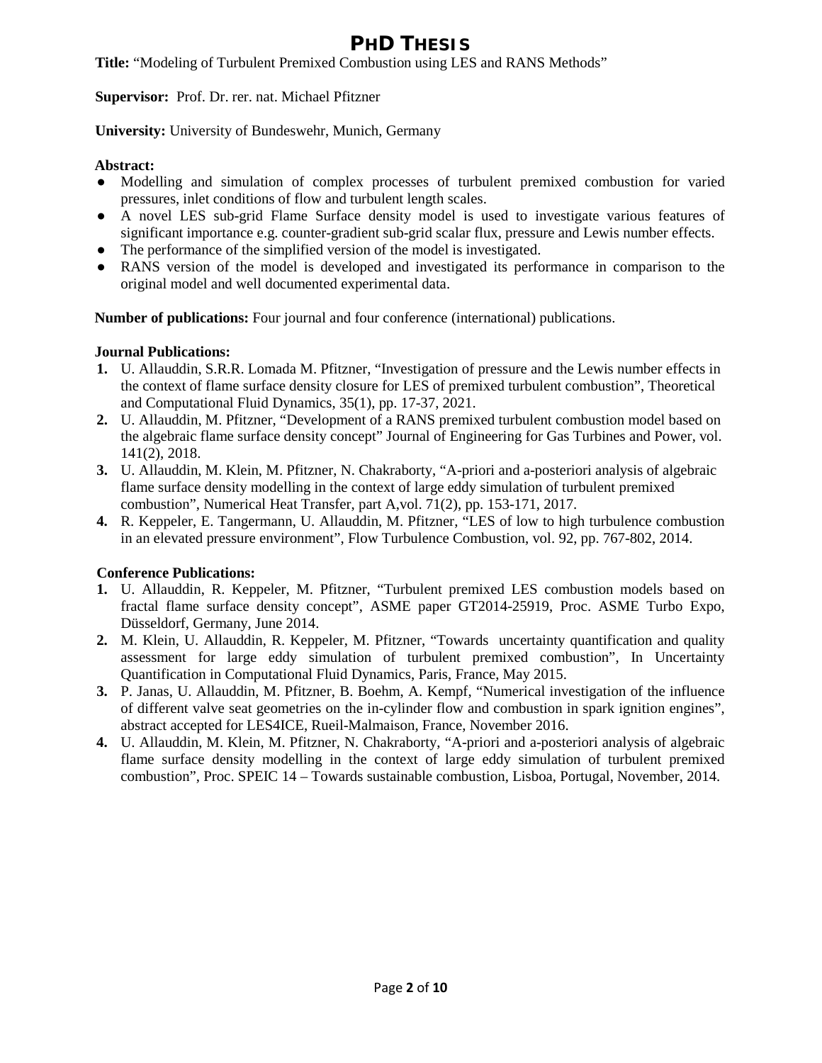# PhD Thesis

**Title:** "Modeling of Turbulent Premixed Combustion using LES and RANS Methods"

**Supervisor:** Prof. Dr. rer. nat. Michael Pfitzner

**University:** University of Bundeswehr, Munich, Germany

**Abstract:**

- Modelling and simulation of complex processes of turbulent premixed combustion for varied pressures, inlet conditions of flow and turbulent length scales.
- A novel LES sub-grid Flame Surface density model is used to investigate various features of significant importance e.g. counter-gradient sub-grid scalar flux, pressure and Lewis number effects.
- The performance of the simplified version of the model is investigated.
- RANS version of the model is developed and investigated its performance in comparison to the original model and well documented experimental data.

**Number of publications:** Four journal and four conference (international) publications.

**Journal Publications:**

1. U. Allauddin, S.R.R. Lomada M. Pfitzner, "Investigation of pressure and the Lewis number effects in the context of flame surface density closure for LES of premixed turbulent combustion", Theoretical and Computational Fluid Dynamics, 35(1), pp. 17-37, 2021.
2. U. Allauddin, M. Pfitzner, "Development of a RANS premixed turbulent combustion model based on the algebraic flame surface density concept" Journal of Engineering for Gas Turbines and Power, vol. 141(2), 2018.
3. U. Allauddin, M. Klein, M. Pfitzner, N. Chakraborty, "A-priori and a-posteriori analysis of algebraic flame surface density modelling in the context of large eddy simulation of turbulent premixed combustion", Numerical Heat Transfer, part A,vol. 71(2), pp. 153-171, 2017.
4. R. Keppeler, E. Tangermann, U. Allauddin, M. Pfitzner, "LES of low to high turbulence combustion in an elevated pressure environment", Flow Turbulence Combustion, vol. 92, pp. 767-802, 2014.

**Conference Publications:**

1. U. Allauddin, R. Keppeler, M. Pfitzner, "Turbulent premixed LES combustion models based on fractal flame surface density concept", ASME paper GT2014-25919, Proc. ASME Turbo Expo, Düsseldorf, Germany, June 2014.
2. M. Klein, U. Allauddin, R. Keppeler, M. Pfitzner, "Towards uncertainty quantification and quality assessment for large eddy simulation of turbulent premixed combustion", In Uncertainty Quantification in Computational Fluid Dynamics, Paris, France, May 2015.
3. P. Janas, U. Allauddin, M. Pfitzner, B. Boehm, A. Kempf, "Numerical investigation of the influence of different valve seat geometries on the in-cylinder flow and combustion in spark ignition engines", abstract accepted for LES4ICE, Rueil-Malmaison, France, November 2016.
4. U. Allauddin, M. Klein, M. Pfitzner, N. Chakraborty, "A-priori and a-posteriori analysis of algebraic flame surface density modelling in the context of large eddy simulation of turbulent premixed combustion", Proc. SPEIC 14 – Towards sustainable combustion, Lisboa, Portugal, November, 2014.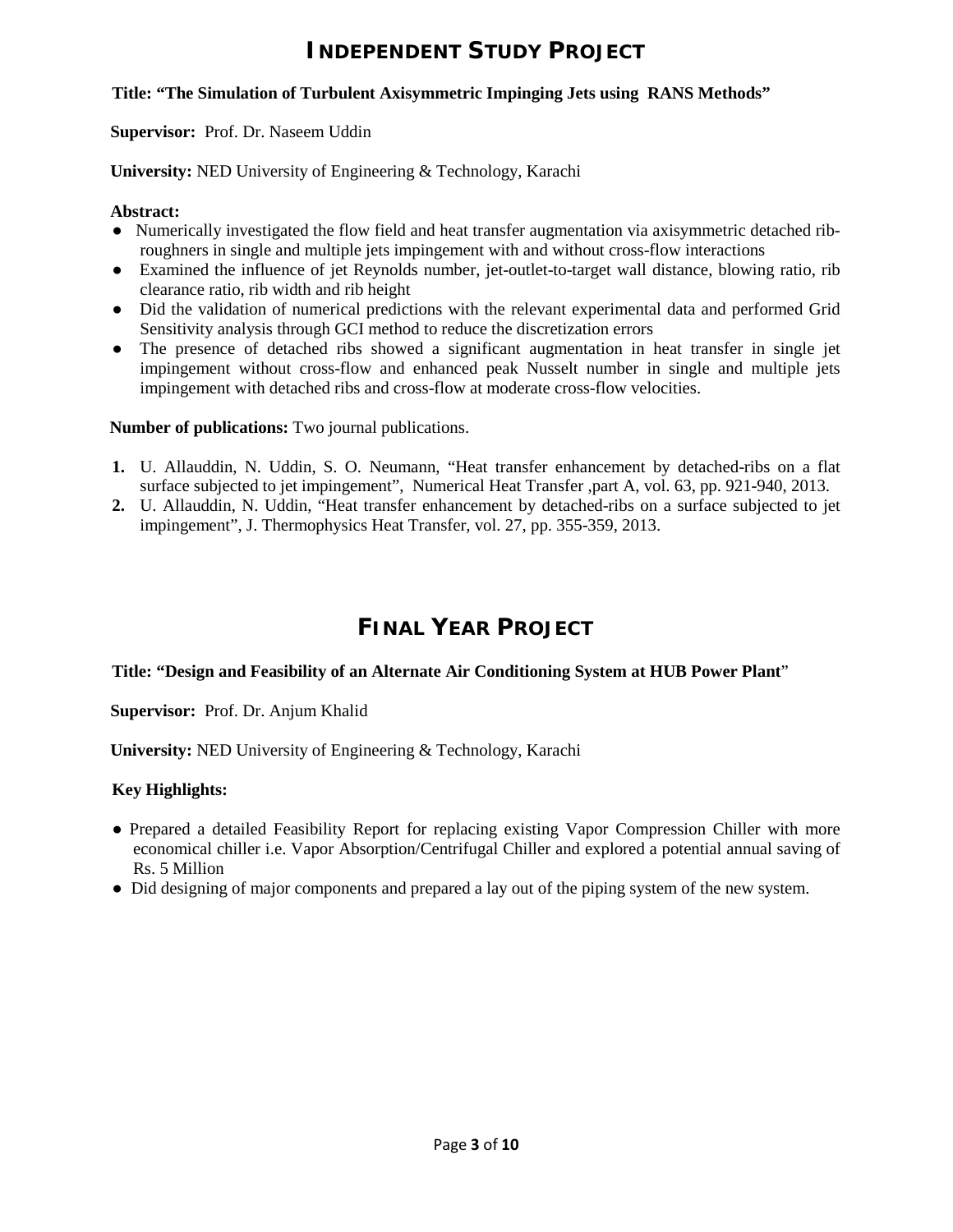# INDEPENDENT STUDY PROJECT

**Title: "The Simulation of Turbulent Axisymmetric Impinging Jets using RANS Methods"**

**Supervisor:** Prof. Dr. Naseem Uddin

**University:** NED University of Engineering & Technology, Karachi

**Abstract:**

- Numerically investigated the flow field and heat transfer augmentation via axisymmetric detached rib-roughners in single and multiple jets impingement with and without cross-flow interactions
- Examined the influence of jet Reynolds number, jet-outlet-to-target wall distance, blowing ratio, rib clearance ratio, rib width and rib height
- Did the validation of numerical predictions with the relevant experimental data and performed Grid Sensitivity analysis through GCI method to reduce the discretization errors
- The presence of detached ribs showed a significant augmentation in heat transfer in single jet impingement without cross-flow and enhanced peak Nusselt number in single and multiple jets impingement with detached ribs and cross-flow at moderate cross-flow velocities.

**Number of publications:** Two journal publications.

1. U. Allauddin, N. Uddin, S. O. Neumann, "Heat transfer enhancement by detached-ribs on a flat surface subjected to jet impingement", Numerical Heat Transfer ,part A, vol. 63, pp. 921-940, 2013.
2. U. Allauddin, N. Uddin, "Heat transfer enhancement by detached-ribs on a surface subjected to jet impingement", J. Thermophysics Heat Transfer, vol. 27, pp. 355-359, 2013.

# FINAL YEAR PROJECT

**Title: "Design and Feasibility of an Alternate Air Conditioning System at HUB Power Plant"**

**Supervisor:** Prof. Dr. Anjum Khalid

**University:** NED University of Engineering & Technology, Karachi

**Key Highlights:**

- Prepared a detailed Feasibility Report for replacing existing Vapor Compression Chiller with more economical chiller i.e. Vapor Absorption/Centrifugal Chiller and explored a potential annual saving of Rs. 5 Million
- Did designing of major components and prepared a lay out of the piping system of the new system.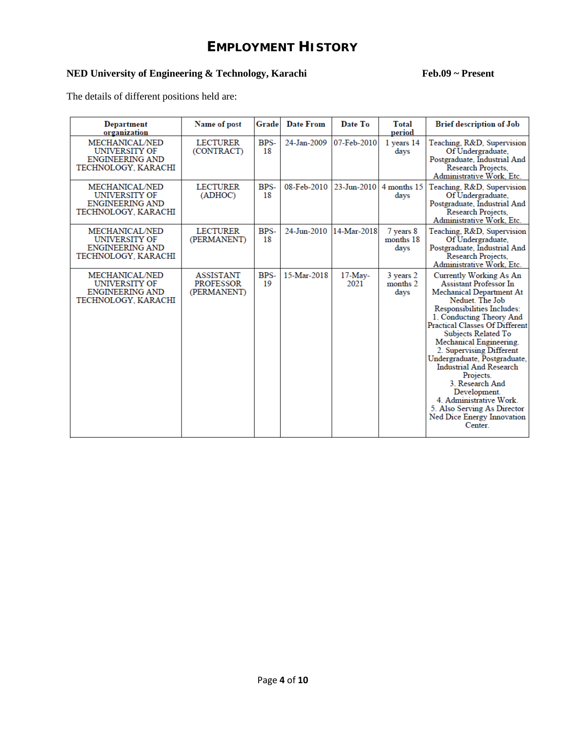# EMPLOYMENT HISTORY

**NED University of Engineering & Technology, Karachi** **Feb.09 ~ Present**

The details of different positions held are:

| Department organization | Name of post | Grade | Date From | Date To | Total period | Brief description of Job |
|---|---|---|---|---|---|---|
| MECHANICAL/NED UNIVERSITY OF ENGINEERING AND TECHNOLOGY, KARACHI | LECTURER (CONTRACT) | BPS-18 | 24-Jan-2009 | 07-Feb-2010 | 1 years 14 days | Teaching, R&D, Supervision Of Undergraduate, Postgraduate, Industrial And Research Projects, Administrative Work, Etc. |
| MECHANICAL/NED UNIVERSITY OF ENGINEERING AND TECHNOLOGY, KARACHI | LECTURER (ADHOC) | BPS-18 | 08-Feb-2010 | 23-Jun-2010 | 4 months 15 days | Teaching, R&D, Supervision Of Undergraduate, Postgraduate, Industrial And Research Projects, Administrative Work, Etc. |
| MECHANICAL/NED UNIVERSITY OF ENGINEERING AND TECHNOLOGY, KARACHI | LECTURER (PERMANENT) | BPS-18 | 24-Jun-2010 | 14-Mar-2018 | 7 years 8 months 18 days | Teaching, R&D, Supervision Of Undergraduate, Postgraduate, Industrial And Research Projects, Administrative Work, Etc. |
| MECHANICAL/NED UNIVERSITY OF ENGINEERING AND TECHNOLOGY, KARACHI | ASSISTANT PROFESSOR (PERMANENT) | BPS-19 | 15-Mar-2018 | 17-May-2021 | 3 years 2 months 2 days | Currently Working As An Assistant Professor In Mechanical Department At Neduet. The Job Responsibilities Includes: 1. Conducting Theory And Practical Classes Of Different Subjects Related To Mechanical Engineering. 2. Supervising Different Undergraduate, Postgraduate, Industrial And Research Projects. 3. Research And Development. 4. Administrative Work. 5. Also Serving As Director Ned Dice Energy Innovation Center. |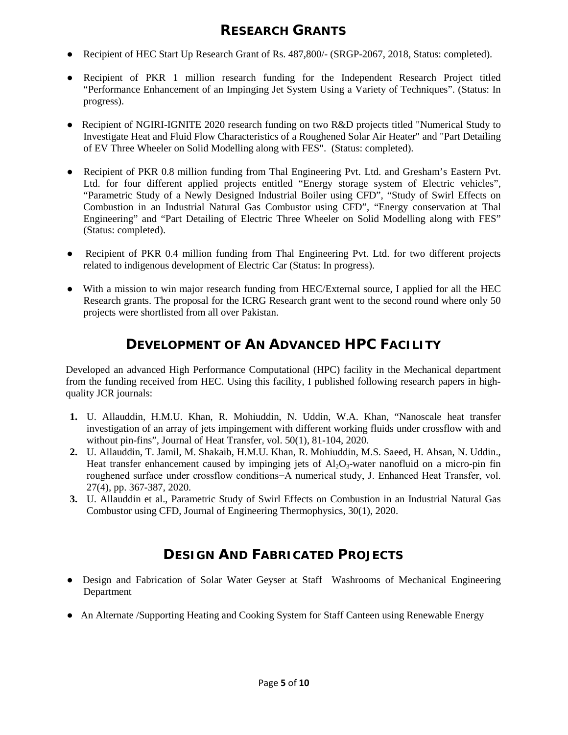## RESEARCH GRANTS

- Recipient of HEC Start Up Research Grant of Rs. 487,800/- (SRGP-2067, 2018, Status: completed).
- Recipient of PKR 1 million research funding for the Independent Research Project titled "Performance Enhancement of an Impinging Jet System Using a Variety of Techniques". (Status: In progress).
- Recipient of NGIRI-IGNITE 2020 research funding on two R&D projects titled "Numerical Study to Investigate Heat and Fluid Flow Characteristics of a Roughened Solar Air Heater" and "Part Detailing of EV Three Wheeler on Solid Modelling along with FES". (Status: completed).
- Recipient of PKR 0.8 million funding from Thal Engineering Pvt. Ltd. and Gresham's Eastern Pvt. Ltd. for four different applied projects entitled "Energy storage system of Electric vehicles", "Parametric Study of a Newly Designed Industrial Boiler using CFD", "Study of Swirl Effects on Combustion in an Industrial Natural Gas Combustor using CFD", "Energy conservation at Thal Engineering" and "Part Detailing of Electric Three Wheeler on Solid Modelling along with FES" (Status: completed).
- Recipient of PKR 0.4 million funding from Thal Engineering Pvt. Ltd. for two different projects related to indigenous development of Electric Car (Status: In progress).
- With a mission to win major research funding from HEC/External source, I applied for all the HEC Research grants. The proposal for the ICRG Research grant went to the second round where only 50 projects were shortlisted from all over Pakistan.

## DEVELOPMENT OF AN ADVANCED HPC FACILITY

Developed an advanced High Performance Computational (HPC) facility in the Mechanical department from the funding received from HEC. Using this facility, I published following research papers in high-quality JCR journals:

1. U. Allauddin, H.M.U. Khan, R. Mohiuddin, N. Uddin, W.A. Khan, "Nanoscale heat transfer investigation of an array of jets impingement with different working fluids under crossflow with and without pin-fins", Journal of Heat Transfer, vol. 50(1), 81-104, 2020.
2. U. Allauddin, T. Jamil, M. Shakaib, H.M.U. Khan, R. Mohiuddin, M.S. Saeed, H. Ahsan, N. Uddin., Heat transfer enhancement caused by impinging jets of $Al_2O_3$-water nanofluid on a micro-pin fin roughened surface under crossflow conditions−A numerical study, J. Enhanced Heat Transfer, vol. 27(4), pp. 367-387, 2020.
3. U. Allauddin et al., Parametric Study of Swirl Effects on Combustion in an Industrial Natural Gas Combustor using CFD, Journal of Engineering Thermophysics, 30(1), 2020.

## DESIGN AND FABRICATED PROJECTS

- Design and Fabrication of Solar Water Geyser at Staff Washrooms of Mechanical Engineering Department
- An Alternate /Supporting Heating and Cooking System for Staff Canteen using Renewable Energy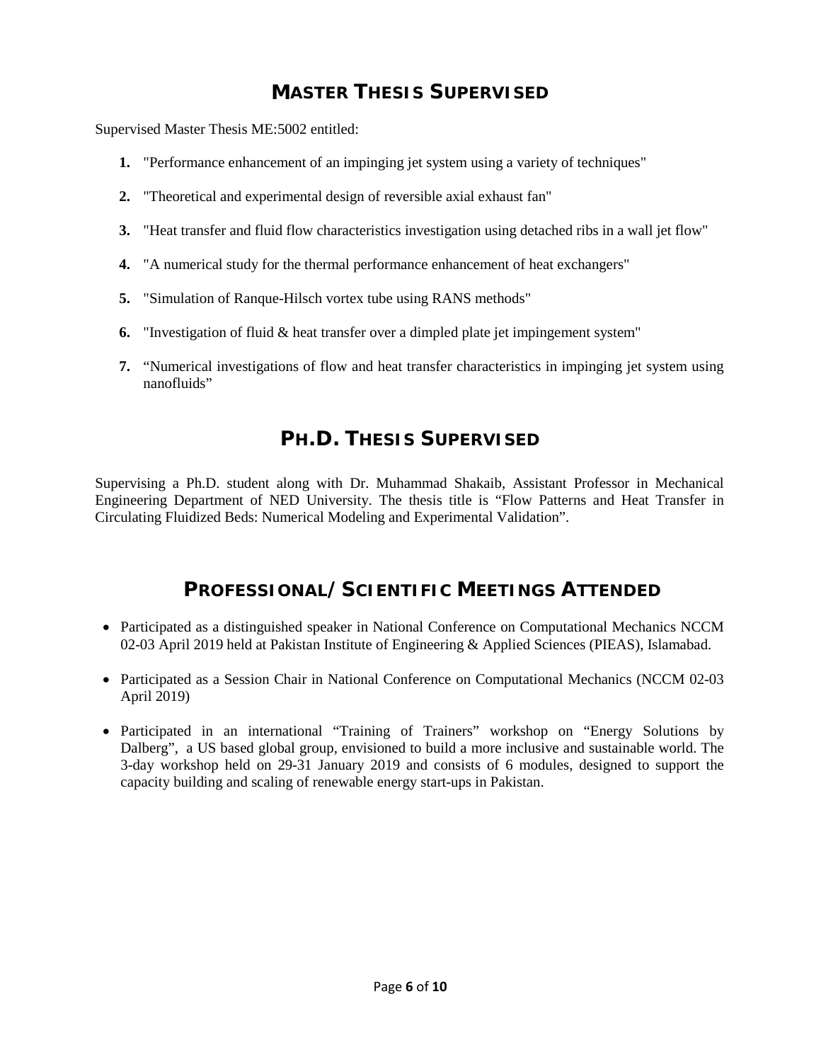## MASTER THESIS SUPERVISED

Supervised Master Thesis ME:5002 entitled:

1. "Performance enhancement of an impinging jet system using a variety of techniques"
2. "Theoretical and experimental design of reversible axial exhaust fan"
3. "Heat transfer and fluid flow characteristics investigation using detached ribs in a wall jet flow"
4. "A numerical study for the thermal performance enhancement of heat exchangers"
5. "Simulation of Ranque-Hilsch vortex tube using RANS methods"
6. "Investigation of fluid & heat transfer over a dimpled plate jet impingement system"
7. "Numerical investigations of flow and heat transfer characteristics in impinging jet system using nanofluids"

## PH.D. THESIS SUPERVISED

Supervising a Ph.D. student along with Dr. Muhammad Shakaib, Assistant Professor in Mechanical Engineering Department of NED University. The thesis title is "Flow Patterns and Heat Transfer in Circulating Fluidized Beds: Numerical Modeling and Experimental Validation".

## PROFESSIONAL/SCIENTIFIC MEETINGS ATTENDED

- Participated as a distinguished speaker in National Conference on Computational Mechanics NCCM 02-03 April 2019 held at Pakistan Institute of Engineering & Applied Sciences (PIEAS), Islamabad.
- Participated as a Session Chair in National Conference on Computational Mechanics (NCCM 02-03 April 2019)
- Participated in an international "Training of Trainers" workshop on "Energy Solutions by Dalberg", a US based global group, envisioned to build a more inclusive and sustainable world. The 3-day workshop held on 29-31 January 2019 and consists of 6 modules, designed to support the capacity building and scaling of renewable energy start-ups in Pakistan.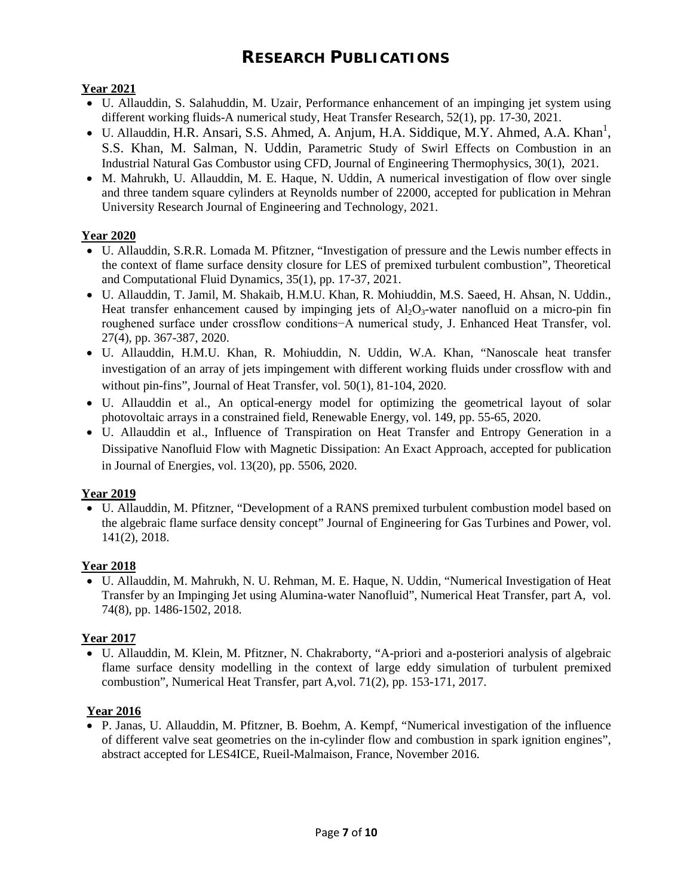# RESEARCH PUBLICATIONS

**Year 2021**

- U. Allauddin, S. Salahuddin, M. Uzair, Performance enhancement of an impinging jet system using different working fluids-A numerical study, Heat Transfer Research, 52(1), pp. 17-30, 2021.
- U. Allauddin, H.R. Ansari, S.S. Ahmed, A. Anjum, H.A. Siddique, M.Y. Ahmed, A.A. Khan[1], S.S. Khan, M. Salman, N. Uddin, Parametric Study of Swirl Effects on Combustion in an Industrial Natural Gas Combustor using CFD, Journal of Engineering Thermophysics, 30(1), 2021.
- M. Mahrukh, U. Allauddin, M. E. Haque, N. Uddin, A numerical investigation of flow over single and three tandem square cylinders at Reynolds number of 22000, accepted for publication in Mehran University Research Journal of Engineering and Technology, 2021.

**Year 2020**

- U. Allauddin, S.R.R. Lomada M. Pfitzner, "Investigation of pressure and the Lewis number effects in the context of flame surface density closure for LES of premixed turbulent combustion", Theoretical and Computational Fluid Dynamics, 35(1), pp. 17-37, 2021.
- U. Allauddin, T. Jamil, M. Shakaib, H.M.U. Khan, R. Mohiuddin, M.S. Saeed, H. Ahsan, N. Uddin., Heat transfer enhancement caused by impinging jets of $Al_2O_3$-water nanofluid on a micro-pin fin roughened surface under crossflow conditions−A numerical study, J. Enhanced Heat Transfer, vol. 27(4), pp. 367-387, 2020.
- U. Allauddin, H.M.U. Khan, R. Mohiuddin, N. Uddin, W.A. Khan, "Nanoscale heat transfer investigation of an array of jets impingement with different working fluids under crossflow with and without pin-fins", Journal of Heat Transfer, vol. 50(1), 81-104, 2020.
- U. Allauddin et al., An optical-energy model for optimizing the geometrical layout of solar photovoltaic arrays in a constrained field, Renewable Energy, vol. 149, pp. 55-65, 2020.
- U. Allauddin et al., Influence of Transpiration on Heat Transfer and Entropy Generation in a Dissipative Nanofluid Flow with Magnetic Dissipation: An Exact Approach, accepted for publication in Journal of Energies, vol. 13(20), pp. 5506, 2020.

**Year 2019**

- U. Allauddin, M. Pfitzner, "Development of a RANS premixed turbulent combustion model based on the algebraic flame surface density concept" Journal of Engineering for Gas Turbines and Power, vol. 141(2), 2018.

**Year 2018**

- U. Allauddin, M. Mahrukh, N. U. Rehman, M. E. Haque, N. Uddin, "Numerical Investigation of Heat Transfer by an Impinging Jet using Alumina-water Nanofluid", Numerical Heat Transfer, part A, vol. 74(8), pp. 1486-1502, 2018.

**Year 2017**

- U. Allauddin, M. Klein, M. Pfitzner, N. Chakraborty, "A-priori and a-posteriori analysis of algebraic flame surface density modelling in the context of large eddy simulation of turbulent premixed combustion", Numerical Heat Transfer, part A,vol. 71(2), pp. 153-171, 2017.

**Year 2016**

- P. Janas, U. Allauddin, M. Pfitzner, B. Boehm, A. Kempf, "Numerical investigation of the influence of different valve seat geometries on the in-cylinder flow and combustion in spark ignition engines", abstract accepted for LES4ICE, Rueil-Malmaison, France, November 2016.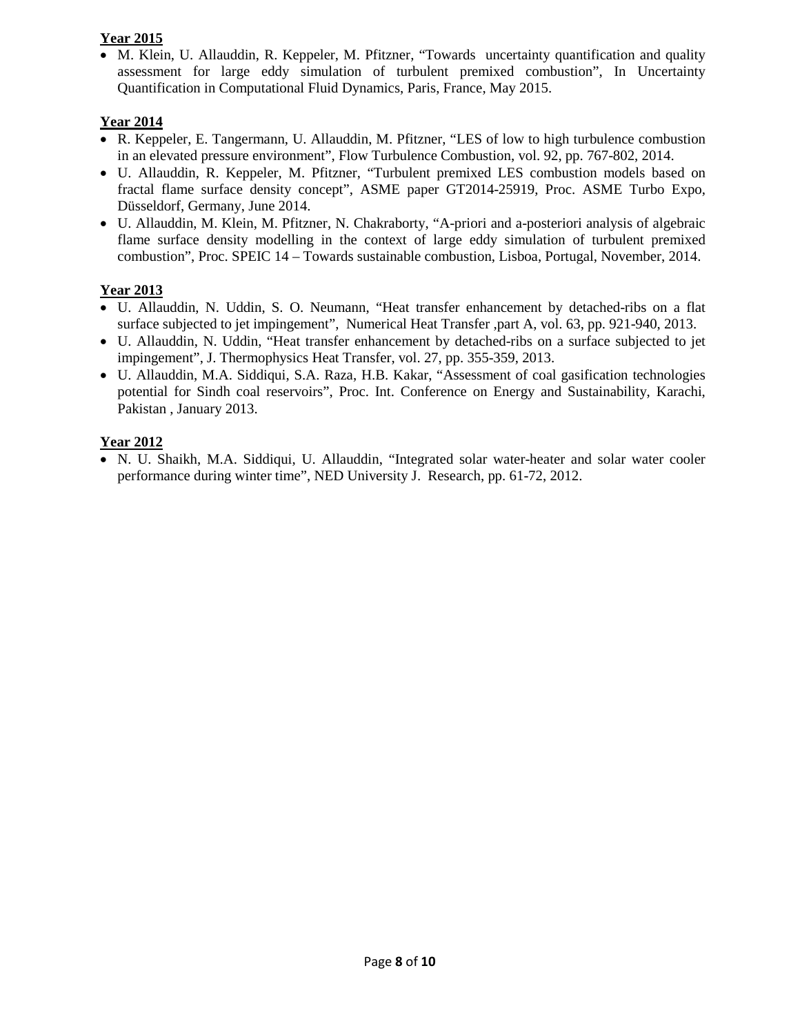**Year 2015**

- M. Klein, U. Allauddin, R. Keppeler, M. Pfitzner, "Towards uncertainty quantification and quality assessment for large eddy simulation of turbulent premixed combustion", In Uncertainty Quantification in Computational Fluid Dynamics, Paris, France, May 2015.

**Year 2014**

- R. Keppeler, E. Tangermann, U. Allauddin, M. Pfitzner, "LES of low to high turbulence combustion in an elevated pressure environment", Flow Turbulence Combustion, vol. 92, pp. 767-802, 2014.
- U. Allauddin, R. Keppeler, M. Pfitzner, "Turbulent premixed LES combustion models based on fractal flame surface density concept", ASME paper GT2014-25919, Proc. ASME Turbo Expo, Düsseldorf, Germany, June 2014.
- U. Allauddin, M. Klein, M. Pfitzner, N. Chakraborty, "A-priori and a-posteriori analysis of algebraic flame surface density modelling in the context of large eddy simulation of turbulent premixed combustion", Proc. SPEIC 14 – Towards sustainable combustion, Lisboa, Portugal, November, 2014.

**Year 2013**

- U. Allauddin, N. Uddin, S. O. Neumann, "Heat transfer enhancement by detached-ribs on a flat surface subjected to jet impingement", Numerical Heat Transfer ,part A, vol. 63, pp. 921-940, 2013.
- U. Allauddin, N. Uddin, "Heat transfer enhancement by detached-ribs on a surface subjected to jet impingement", J. Thermophysics Heat Transfer, vol. 27, pp. 355-359, 2013.
- U. Allauddin, M.A. Siddiqui, S.A. Raza, H.B. Kakar, "Assessment of coal gasification technologies potential for Sindh coal reservoirs", Proc. Int. Conference on Energy and Sustainability, Karachi, Pakistan , January 2013.

**Year 2012**

- N. U. Shaikh, M.A. Siddiqui, U. Allauddin, "Integrated solar water-heater and solar water cooler performance during winter time", NED University J. Research, pp. 61-72, 2012.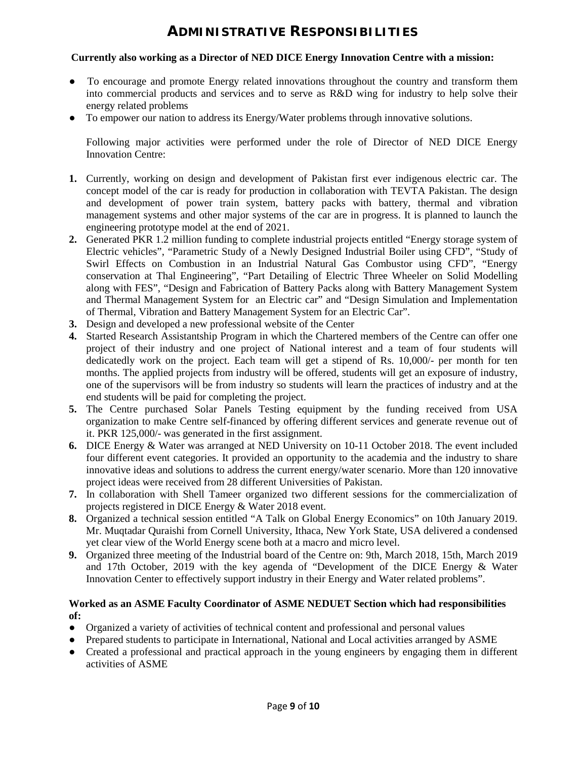# ADMINISTRATIVE RESPONSIBILITIES

**Currently also working as a Director of NED DICE Energy Innovation Centre with a mission:**

- To encourage and promote Energy related innovations throughout the country and transform them into commercial products and services and to serve as R&D wing for industry to help solve their energy related problems
- To empower our nation to address its Energy/Water problems through innovative solutions.

Following major activities were performed under the role of Director of NED DICE Energy Innovation Centre:

1. Currently, working on design and development of Pakistan first ever indigenous electric car. The concept model of the car is ready for production in collaboration with TEVTA Pakistan. The design and development of power train system, battery packs with battery, thermal and vibration management systems and other major systems of the car are in progress. It is planned to launch the engineering prototype model at the end of 2021.
2. Generated PKR 1.2 million funding to complete industrial projects entitled "Energy storage system of Electric vehicles", "Parametric Study of a Newly Designed Industrial Boiler using CFD", "Study of Swirl Effects on Combustion in an Industrial Natural Gas Combustor using CFD", "Energy conservation at Thal Engineering", "Part Detailing of Electric Three Wheeler on Solid Modelling along with FES", "Design and Fabrication of Battery Packs along with Battery Management System and Thermal Management System for an Electric car" and "Design Simulation and Implementation of Thermal, Vibration and Battery Management System for an Electric Car".
3. Design and developed a new professional website of the Center
4. Started Research Assistantship Program in which the Chartered members of the Centre can offer one project of their industry and one project of National interest and a team of four students will dedicatedly work on the project. Each team will get a stipend of Rs. 10,000/- per month for ten months. The applied projects from industry will be offered, students will get an exposure of industry, one of the supervisors will be from industry so students will learn the practices of industry and at the end students will be paid for completing the project.
5. The Centre purchased Solar Panels Testing equipment by the funding received from USA organization to make Centre self-financed by offering different services and generate revenue out of it. PKR 125,000/- was generated in the first assignment.
6. DICE Energy & Water was arranged at NED University on 10-11 October 2018. The event included four different event categories. It provided an opportunity to the academia and the industry to share innovative ideas and solutions to address the current energy/water scenario. More than 120 innovative project ideas were received from 28 different Universities of Pakistan.
7. In collaboration with Shell Tameer organized two different sessions for the commercialization of projects registered in DICE Energy & Water 2018 event.
8. Organized a technical session entitled "A Talk on Global Energy Economics" on 10th January 2019. Mr. Muqtadar Quraishi from Cornell University, Ithaca, New York State, USA delivered a condensed yet clear view of the World Energy scene both at a macro and micro level.
9. Organized three meeting of the Industrial board of the Centre on: 9th, March 2018, 15th, March 2019 and 17th October, 2019 with the key agenda of "Development of the DICE Energy & Water Innovation Center to effectively support industry in their Energy and Water related problems".

**Worked as an ASME Faculty Coordinator of ASME NEDUET Section which had responsibilities of:**

- Organized a variety of activities of technical content and professional and personal values
- Prepared students to participate in International, National and Local activities arranged by ASME
- Created a professional and practical approach in the young engineers by engaging them in different activities of ASME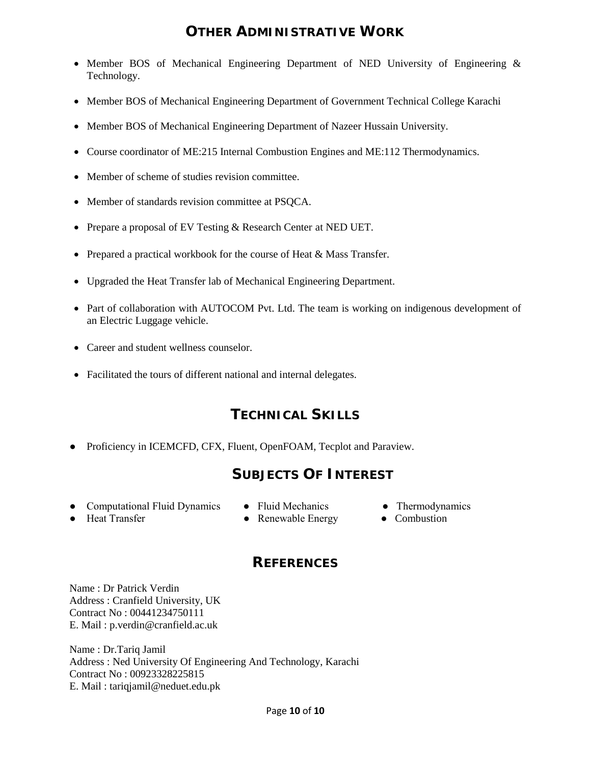## OTHER ADMINISTRATIVE WORK

- Member BOS of Mechanical Engineering Department of NED University of Engineering & Technology.
- Member BOS of Mechanical Engineering Department of Government Technical College Karachi
- Member BOS of Mechanical Engineering Department of Nazeer Hussain University.
- Course coordinator of ME:215 Internal Combustion Engines and ME:112 Thermodynamics.
- Member of scheme of studies revision committee.
- Member of standards revision committee at PSQCA.
- Prepare a proposal of EV Testing & Research Center at NED UET.
- Prepared a practical workbook for the course of Heat & Mass Transfer.
- Upgraded the Heat Transfer lab of Mechanical Engineering Department.
- Part of collaboration with AUTOCOM Pvt. Ltd. The team is working on indigenous development of an Electric Luggage vehicle.
- Career and student wellness counselor.
- Facilitated the tours of different national and internal delegates.

## TECHNICAL SKILLS

- Proficiency in ICEMCFD, CFX, Fluent, OpenFOAM, Tecplot and Paraview.

## SUBJECTS OF INTEREST

- Computational Fluid Dynamics
- Fluid Mechanics
- Thermodynamics
- Heat Transfer
- Renewable Energy
- Combustion

## REFERENCES

Name : Dr Patrick Verdin
Address : Cranfield University, UK
Contract No : 00441234750111
E. Mail : p.verdin@cranfield.ac.uk

Name : Dr.Tariq Jamil
Address : Ned University Of Engineering And Technology, Karachi
Contract No : 00923328225815
E. Mail : tariqjamil@neduet.edu.pk